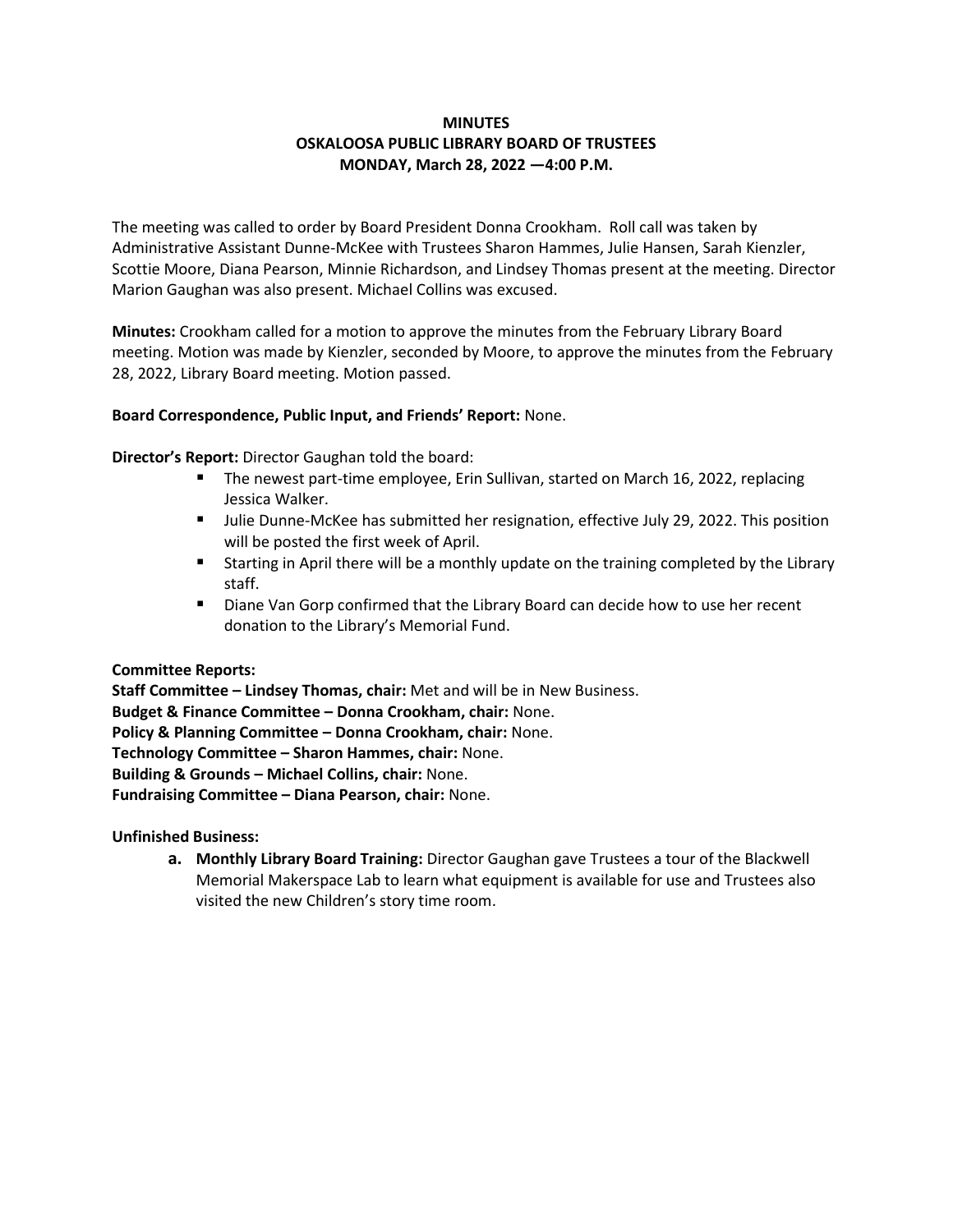**MINUTES**
**OSKALOOSA PUBLIC LIBRARY BOARD OF TRUSTEES**
**MONDAY, March 28, 2022 —4:00 P.M.**

The meeting was called to order by Board President Donna Crookham. Roll call was taken by Administrative Assistant Dunne-McKee with Trustees Sharon Hammes, Julie Hansen, Sarah Kienzler, Scottie Moore, Diana Pearson, Minnie Richardson, and Lindsey Thomas present at the meeting. Director Marion Gaughan was also present. Michael Collins was excused.

**Minutes:** Crookham called for a motion to approve the minutes from the February Library Board meeting. Motion was made by Kienzler, seconded by Moore, to approve the minutes from the February 28, 2022, Library Board meeting. Motion passed.

**Board Correspondence, Public Input, and Friends' Report:** None.

**Director's Report:** Director Gaughan told the board:

- The newest part-time employee, Erin Sullivan, started on March 16, 2022, replacing Jessica Walker.
- Julie Dunne-McKee has submitted her resignation, effective July 29, 2022. This position will be posted the first week of April.
- Starting in April there will be a monthly update on the training completed by the Library staff.
- Diane Van Gorp confirmed that the Library Board can decide how to use her recent donation to the Library's Memorial Fund.

**Committee Reports:**
**Staff Committee – Lindsey Thomas, chair:** Met and will be in New Business.
**Budget & Finance Committee – Donna Crookham, chair:** None.
**Policy & Planning Committee – Donna Crookham, chair:** None.
**Technology Committee – Sharon Hammes, chair:** None.
**Building & Grounds – Michael Collins, chair:** None.
**Fundraising Committee – Diana Pearson, chair:** None.

**Unfinished Business:**

**a. Monthly Library Board Training:** Director Gaughan gave Trustees a tour of the Blackwell Memorial Makerspace Lab to learn what equipment is available for use and Trustees also visited the new Children's story time room.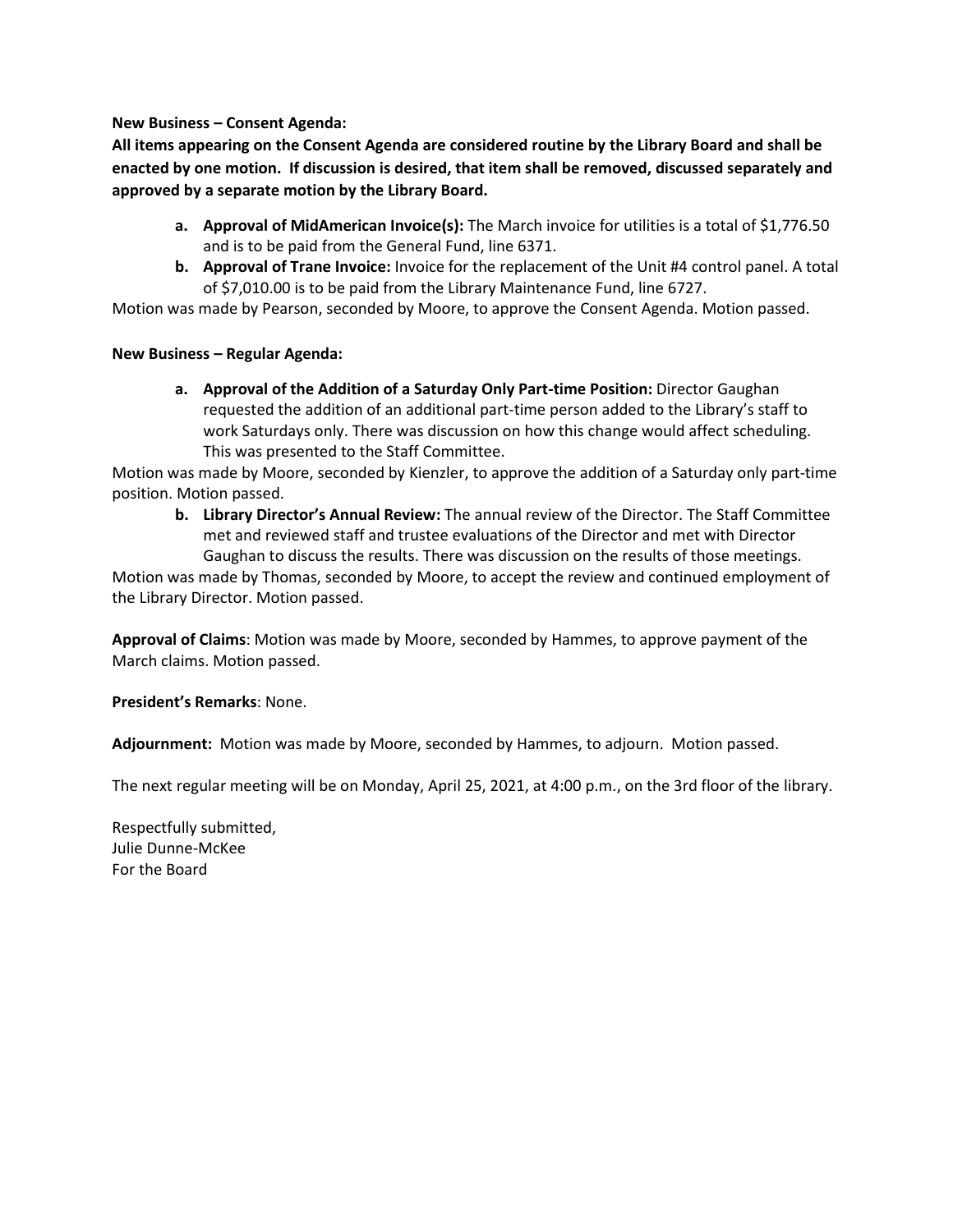**New Business – Consent Agenda:**

**All items appearing on the Consent Agenda are considered routine by the Library Board and shall be enacted by one motion. If discussion is desired, that item shall be removed, discussed separately and approved by a separate motion by the Library Board.**

a. **Approval of MidAmerican Invoice(s):** The March invoice for utilities is a total of $1,776.50 and is to be paid from the General Fund, line 6371.
b. **Approval of Trane Invoice:** Invoice for the replacement of the Unit #4 control panel. A total of $7,010.00 is to be paid from the Library Maintenance Fund, line 6727.

Motion was made by Pearson, seconded by Moore, to approve the Consent Agenda. Motion passed.

**New Business – Regular Agenda:**

a. **Approval of the Addition of a Saturday Only Part-time Position:** Director Gaughan requested the addition of an additional part-time person added to the Library's staff to work Saturdays only. There was discussion on how this change would affect scheduling. This was presented to the Staff Committee.

Motion was made by Moore, seconded by Kienzler, to approve the addition of a Saturday only part-time position. Motion passed.

b. **Library Director's Annual Review:** The annual review of the Director. The Staff Committee met and reviewed staff and trustee evaluations of the Director and met with Director Gaughan to discuss the results. There was discussion on the results of those meetings.

Motion was made by Thomas, seconded by Moore, to accept the review and continued employment of the Library Director. Motion passed.

**Approval of Claims**: Motion was made by Moore, seconded by Hammes, to approve payment of the March claims. Motion passed.

**President's Remarks**: None.

**Adjournment:** Motion was made by Moore, seconded by Hammes, to adjourn. Motion passed.

The next regular meeting will be on Monday, April 25, 2021, at 4:00 p.m., on the 3rd floor of the library.

Respectfully submitted,
Julie Dunne-McKee
For the Board